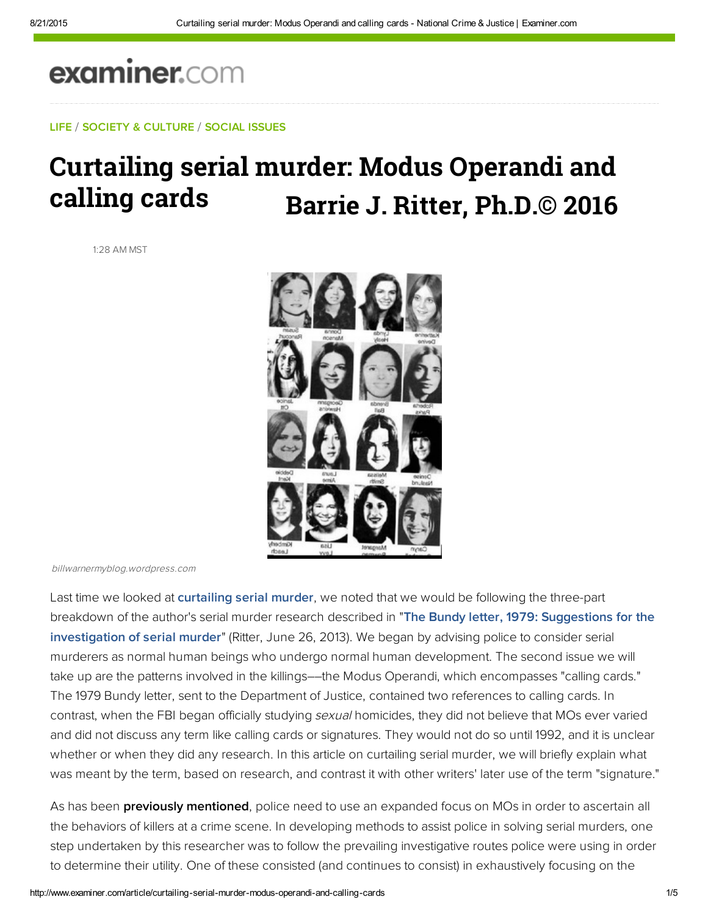examiner.com

LIFE / SOCIETY & CULTURE / SOCIAL ISSUES

# Curtailing serial murder: Modus Operandi and calling cards

## Barrie J. Ritter, Ph.D.© 2016

1:28 AM MST

billwarnermyblog.wordpress.com

Last time we looked at **curtailing serial murder**, we noted that we would be following the three-part breakdown of the author's serial murder research described in "**The Bundy letter, 1979: Suggestions for the investigation of serial murder**" (Ritter, June 26, 2013). We began by advising police to consider serial murderers as normal human beings who undergo normal human development. The second issue we will take up are the patterns involved in the killings––the Modus Operandi, which encompasses "calling cards." The 1979 Bundy letter, sent to the Department of Justice, contained two references to calling cards. In contrast, when the FBI began officially studying *sexual* homicides, they did not believe that MOs ever varied and did not discuss any term like calling cards or signatures. They would not do so until 1992, and it is unclear whether or when they did any research. In this article on curtailing serial murder, we will briefly explain what was meant by the term, based on research, and contrast it with other writers' later use of the term "signature."

As has been **previously mentioned**, police need to use an expanded focus on MOs in order to ascertain all the behaviors of killers at a crime scene. In developing methods to assist police in solving serial murders, one step undertaken by this researcher was to follow the prevailing investigative routes police were using in order to determine their utility. One of these consisted (and continues to consist) in exhaustively focusing on the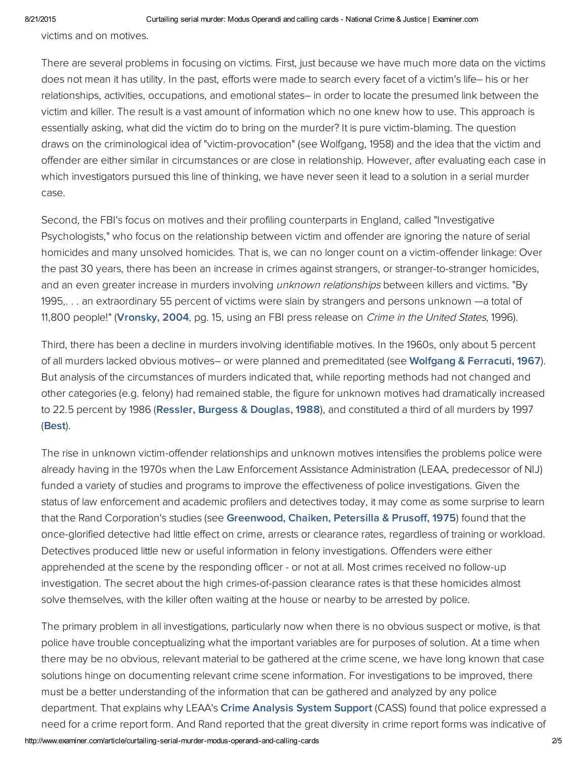victims and on motives.

There are several problems in focusing on victims. First, just because we have much more data on the victims does not mean it has utility. In the past, efforts were made to search every facet of a victim's life– his or her relationships, activities, occupations, and emotional states– in order to locate the presumed link between the victim and killer. The result is a vast amount of information which no one knew how to use. This approach is essentially asking, what did the victim do to bring on the murder? It is pure victim-blaming. The question draws on the criminological idea of "victim-provocation" (see Wolfgang, 1958) and the idea that the victim and offender are either similar in circumstances or are close in relationship. However, after evaluating each case in which investigators pursued this line of thinking, we have never seen it lead to a solution in a serial murder case.

Second, the FBI's focus on motives and their profiling counterparts in England, called "Investigative Psychologists," who focus on the relationship between victim and offender are ignoring the nature of serial homicides and many unsolved homicides. That is, we can no longer count on a victim-offender linkage: Over the past 30 years, there has been an increase in crimes against strangers, or stranger-to-stranger homicides, and an even greater increase in murders involving *unknown relationships* between killers and victims. "By 1995,. . . an extraordinary 55 percent of victims were slain by strangers and persons unknown —a total of 11,800 people!" (**Vronsky, 2004**, pg. 15, using an FBI press release on *Crime in the United States*, 1996).

Third, there has been a decline in murders involving identifiable motives. In the 1960s, only about 5 percent of all murders lacked obvious motives– or were planned and premeditated (see **Wolfgang & Ferracuti, 1967**). But analysis of the circumstances of murders indicated that, while reporting methods had not changed and other categories (e.g. felony) had remained stable, the figure for unknown motives had dramatically increased to 22.5 percent by 1986 (**Ressler, Burgess & Douglas, 1988**), and constituted a third of all murders by 1997 (**Best**).

The rise in unknown victim-offender relationships and unknown motives intensifies the problems police were already having in the 1970s when the Law Enforcement Assistance Administration (LEAA, predecessor of NIJ) funded a variety of studies and programs to improve the effectiveness of police investigations. Given the status of law enforcement and academic profilers and detectives today, it may come as some surprise to learn that the Rand Corporation's studies (see **Greenwood, Chaiken, Petersilla & Prusoff, 1975**) found that the once-glorified detective had little effect on crime, arrests or clearance rates, regardless of training or workload. Detectives produced little new or useful information in felony investigations. Offenders were either apprehended at the scene by the responding officer - or not at all. Most crimes received no follow-up investigation. The secret about the high crimes-of-passion clearance rates is that these homicides almost solve themselves, with the killer often waiting at the house or nearby to be arrested by police.

The primary problem in all investigations, particularly now when there is no obvious suspect or motive, is that police have trouble conceptualizing what the important variables are for purposes of solution. At a time when there may be no obvious, relevant material to be gathered at the crime scene, we have long known that case solutions hinge on documenting relevant crime scene information. For investigations to be improved, there must be a better understanding of the information that can be gathered and analyzed by any police department. That explains why LEAA's **Crime Analysis System Support** (CASS) found that police expressed a need for a crime report form. And Rand reported that the great diversity in crime report forms was indicative of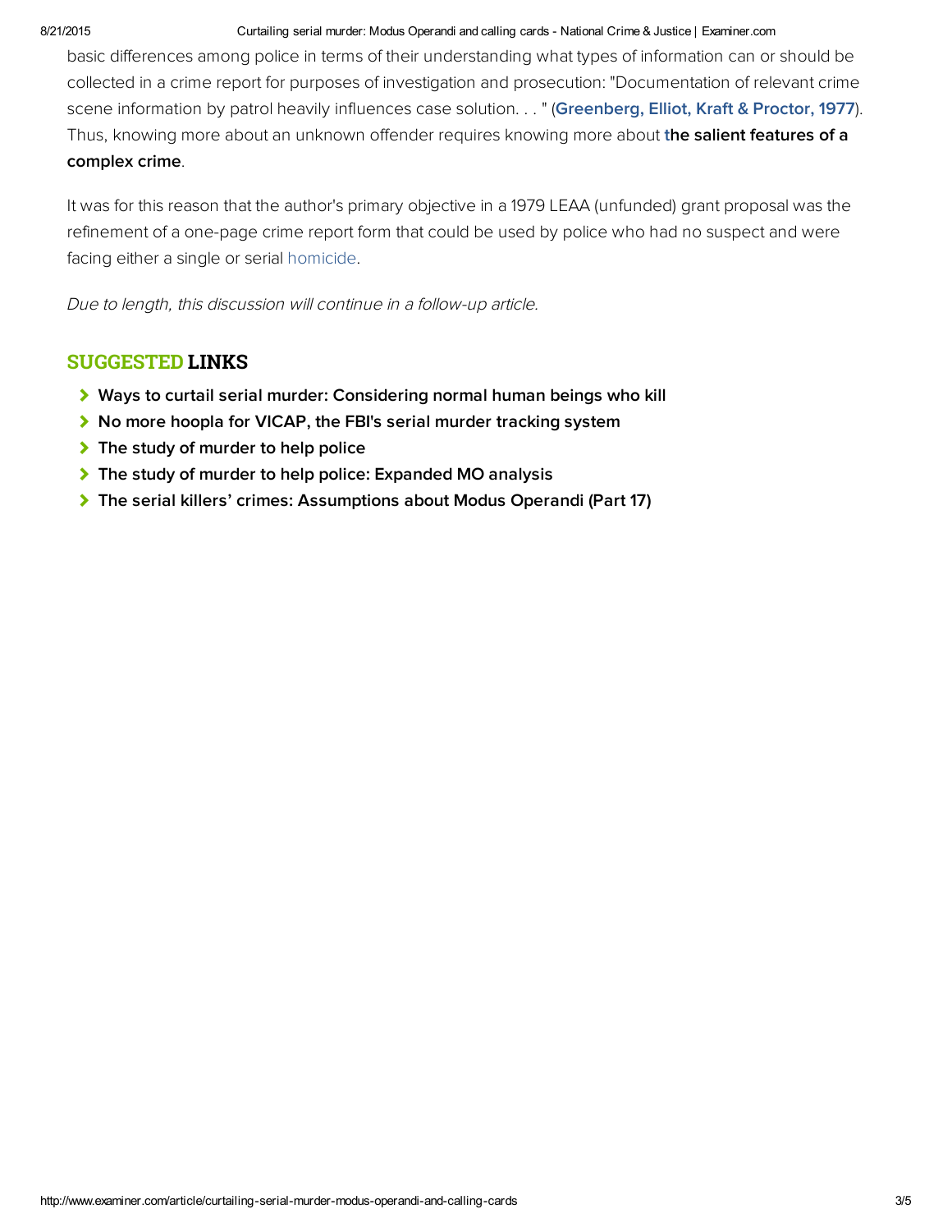basic differences among police in terms of their understanding what types of information can or should be collected in a crime report for purposes of investigation and prosecution: "Documentation of relevant crime scene information by patrol heavily influences case solution. . . " (**Greenberg, Elliot, Kraft & Proctor, 1977**). Thus, knowing more about an unknown offender requires knowing more about **the salient features of a complex crime**.

It was for this reason that the author's primary objective in a 1979 LEAA (unfunded) grant proposal was the refinement of a one-page crime report form that could be used by police who had no suspect and were facing either a single or serial homicide.

*Due to length, this discussion will continue in a follow-up article.*

## SUGGESTED LINKS

- **Ways to curtail serial murder: Considering normal human beings who kill**
- **No more hoopla for VICAP, the FBI's serial murder tracking system**
- **The study of murder to help police**
- **The study of murder to help police: Expanded MO analysis**
- **The serial killers' crimes: Assumptions about Modus Operandi (Part 17)**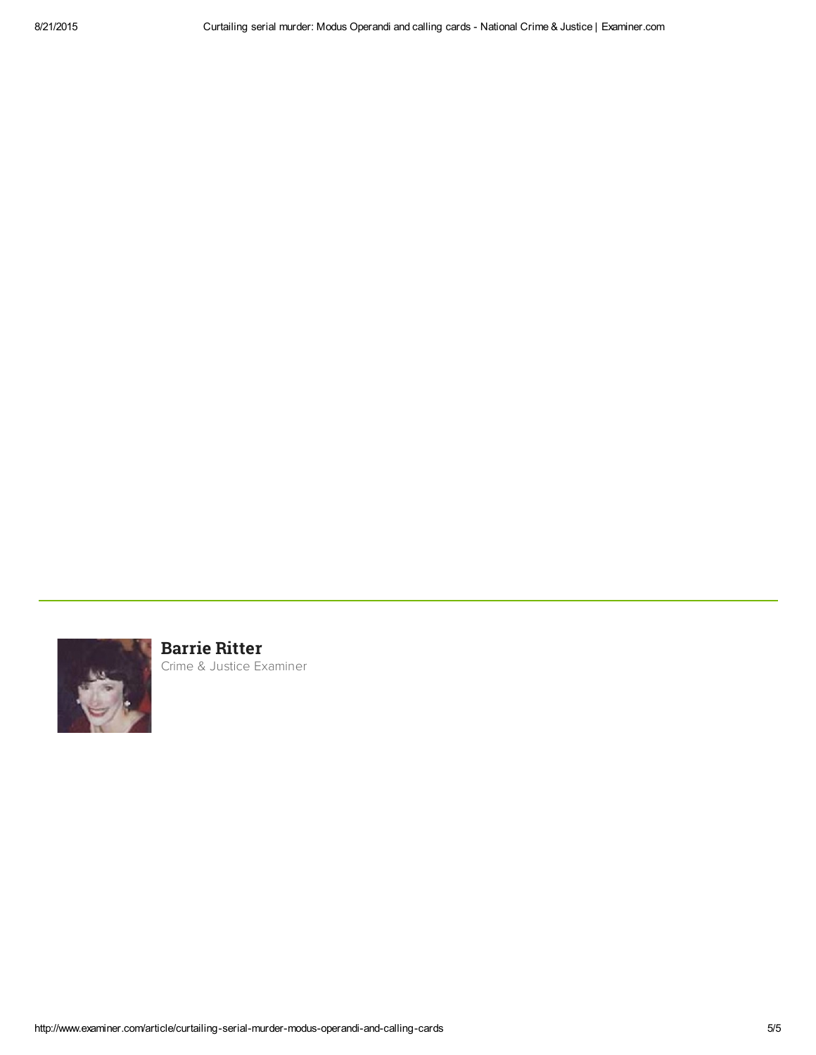**Barrie Ritter**

Crime & Justice Examiner